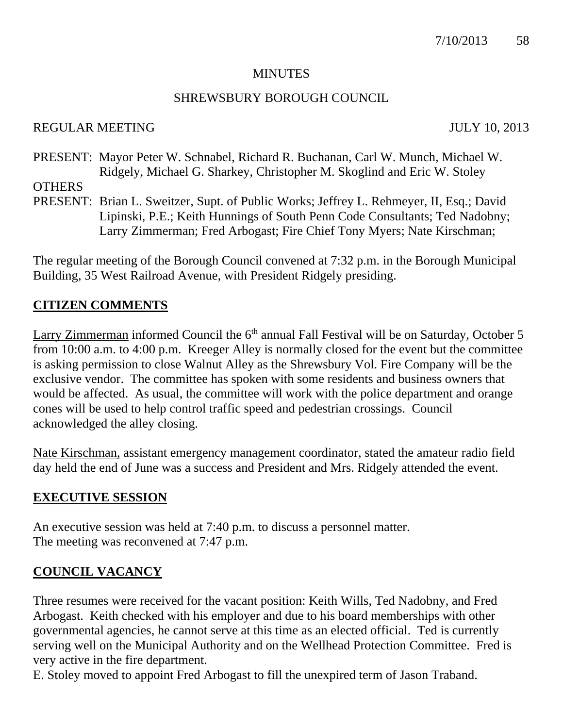# MINUTES

## SHREWSBURY BOROUGH COUNCIL

REGULAR MEETING JULY 10, 2013

PRESENT: Mayor Peter W. Schnabel, Richard R. Buchanan, Carl W. Munch, Michael W. Ridgely, Michael G. Sharkey, Christopher M. Skoglind and Eric W. Stoley

OTHERS PRESENT: Brian L. Sweitzer, Supt. of Public Works; Jeffrey L. Rehmeyer, II, Esq.; David Lipinski, P.E.; Keith Hunnings of South Penn Code Consultants; Ted Nadobny; Larry Zimmerman; Fred Arbogast; Fire Chief Tony Myers; Nate Kirschman;

The regular meeting of the Borough Council convened at 7:32 p.m. in the Borough Municipal Building, 35 West Railroad Avenue, with President Ridgely presiding.

## CITIZEN COMMENTS

Larry Zimmerman informed Council the 6th annual Fall Festival will be on Saturday, October 5 from 10:00 a.m. to 4:00 p.m. Kreeger Alley is normally closed for the event but the committee is asking permission to close Walnut Alley as the Shrewsbury Vol. Fire Company will be the exclusive vendor. The committee has spoken with some residents and business owners that would be affected. As usual, the committee will work with the police department and orange cones will be used to help control traffic speed and pedestrian crossings. Council acknowledged the alley closing.

Nate Kirschman, assistant emergency management coordinator, stated the amateur radio field day held the end of June was a success and President and Mrs. Ridgely attended the event.

## EXECUTIVE SESSION

An executive session was held at 7:40 p.m. to discuss a personnel matter.
The meeting was reconvened at 7:47 p.m.

## COUNCIL VACANCY

Three resumes were received for the vacant position: Keith Wills, Ted Nadobny, and Fred Arbogast. Keith checked with his employer and due to his board memberships with other governmental agencies, he cannot serve at this time as an elected official. Ted is currently serving well on the Municipal Authority and on the Wellhead Protection Committee. Fred is very active in the fire department.

E. Stoley moved to appoint Fred Arbogast to fill the unexpired term of Jason Traband.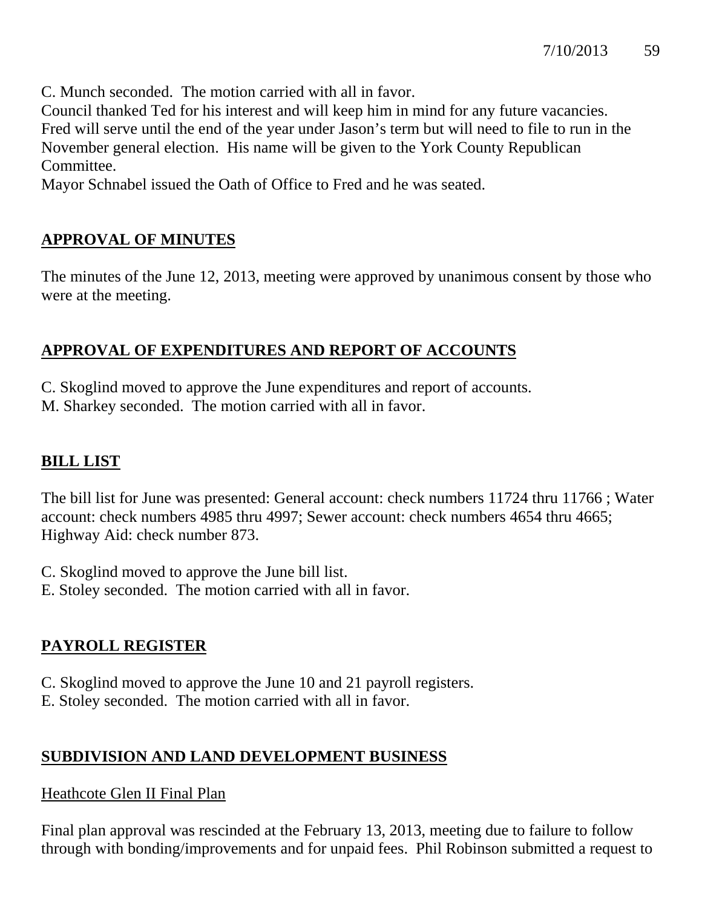C. Munch seconded. The motion carried with all in favor.
Council thanked Ted for his interest and will keep him in mind for any future vacancies.
Fred will serve until the end of the year under Jason's term but will need to file to run in the November general election. His name will be given to the York County Republican Committee.
Mayor Schnabel issued the Oath of Office to Fred and he was seated.

## APPROVAL OF MINUTES

The minutes of the June 12, 2013, meeting were approved by unanimous consent by those who were at the meeting.

## APPROVAL OF EXPENDITURES AND REPORT OF ACCOUNTS

C. Skoglind moved to approve the June expenditures and report of accounts.
M. Sharkey seconded. The motion carried with all in favor.

## BILL LIST

The bill list for June was presented: General account: check numbers 11724 thru 11766 ; Water account: check numbers 4985 thru 4997; Sewer account: check numbers 4654 thru 4665; Highway Aid: check number 873.

C. Skoglind moved to approve the June bill list.
E. Stoley seconded. The motion carried with all in favor.

## PAYROLL REGISTER

C. Skoglind moved to approve the June 10 and 21 payroll registers.
E. Stoley seconded. The motion carried with all in favor.

## SUBDIVISION AND LAND DEVELOPMENT BUSINESS

### Heathcote Glen II Final Plan

Final plan approval was rescinded at the February 13, 2013, meeting due to failure to follow through with bonding/improvements and for unpaid fees. Phil Robinson submitted a request to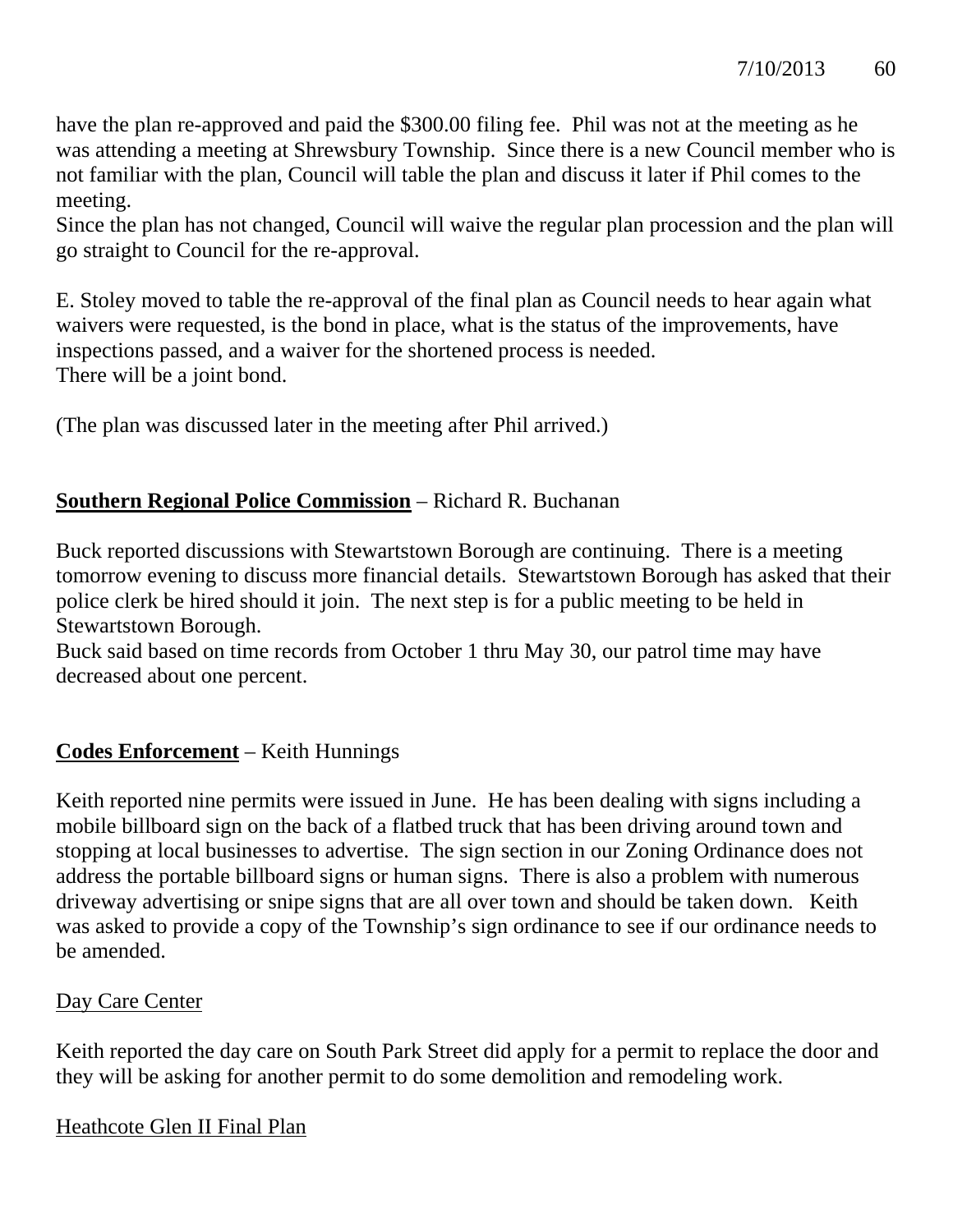have the plan re-approved and paid the $300.00 filing fee. Phil was not at the meeting as he was attending a meeting at Shrewsbury Township. Since there is a new Council member who is not familiar with the plan, Council will table the plan and discuss it later if Phil comes to the meeting.
Since the plan has not changed, Council will waive the regular plan procession and the plan will go straight to Council for the re-approval.

E. Stoley moved to table the re-approval of the final plan as Council needs to hear again what waivers were requested, is the bond in place, what is the status of the improvements, have inspections passed, and a waiver for the shortened process is needed.
There will be a joint bond.

(The plan was discussed later in the meeting after Phil arrived.)

**Southern Regional Police Commission** – Richard R. Buchanan

Buck reported discussions with Stewartstown Borough are continuing. There is a meeting tomorrow evening to discuss more financial details. Stewartstown Borough has asked that their police clerk be hired should it join. The next step is for a public meeting to be held in Stewartstown Borough.
Buck said based on time records from October 1 thru May 30, our patrol time may have decreased about one percent.

**Codes Enforcement** – Keith Hunnings

Keith reported nine permits were issued in June. He has been dealing with signs including a mobile billboard sign on the back of a flatbed truck that has been driving around town and stopping at local businesses to advertise. The sign section in our Zoning Ordinance does not address the portable billboard signs or human signs. There is also a problem with numerous driveway advertising or snipe signs that are all over town and should be taken down. Keith was asked to provide a copy of the Township's sign ordinance to see if our ordinance needs to be amended.

Day Care Center

Keith reported the day care on South Park Street did apply for a permit to replace the door and they will be asking for another permit to do some demolition and remodeling work.

Heathcote Glen II Final Plan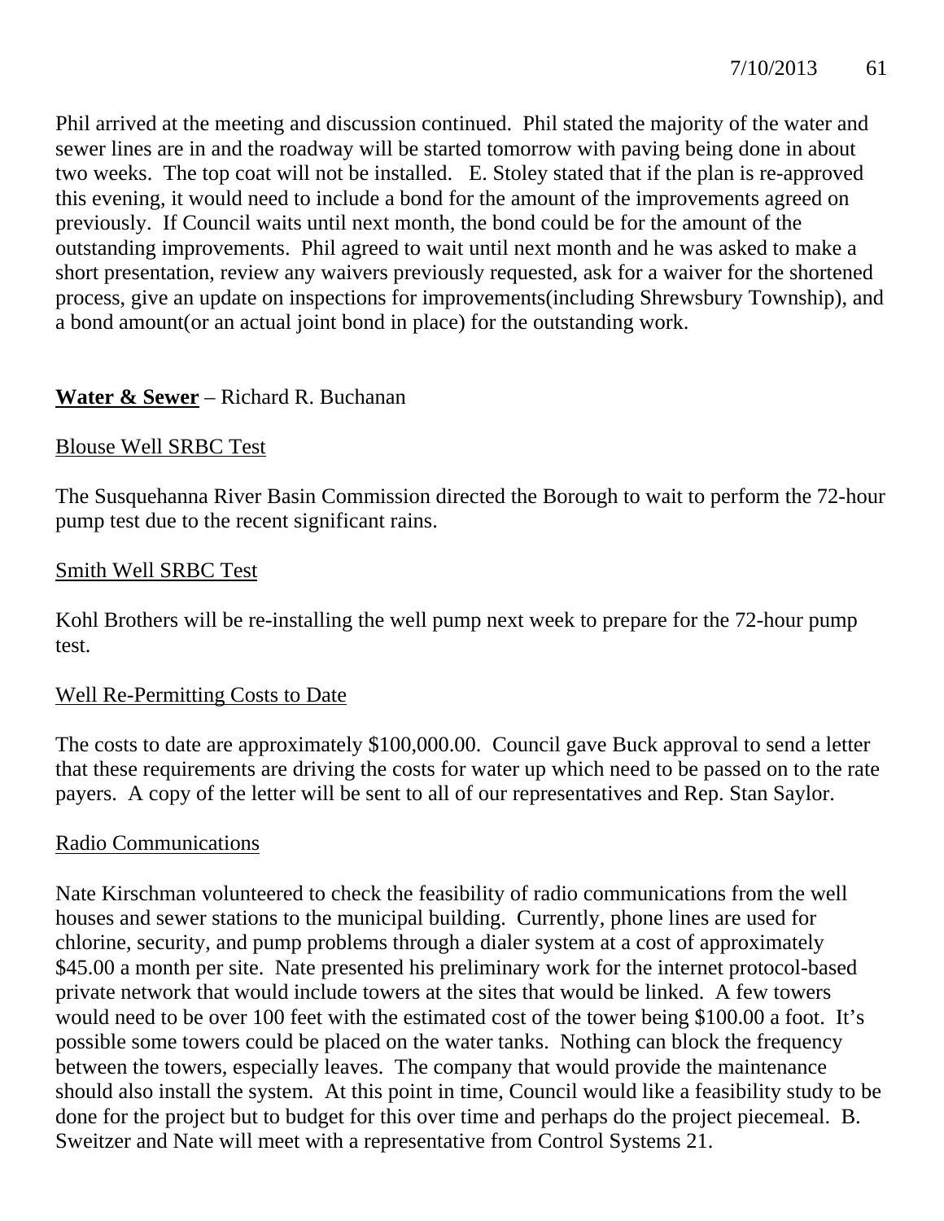Phil arrived at the meeting and discussion continued. Phil stated the majority of the water and sewer lines are in and the roadway will be started tomorrow with paving being done in about two weeks. The top coat will not be installed. E. Stoley stated that if the plan is re-approved this evening, it would need to include a bond for the amount of the improvements agreed on previously. If Council waits until next month, the bond could be for the amount of the outstanding improvements. Phil agreed to wait until next month and he was asked to make a short presentation, review any waivers previously requested, ask for a waiver for the shortened process, give an update on inspections for improvements(including Shrewsbury Township), and a bond amount(or an actual joint bond in place) for the outstanding work.

**Water & Sewer** – Richard R. Buchanan

Blouse Well SRBC Test

The Susquehanna River Basin Commission directed the Borough to wait to perform the 72-hour pump test due to the recent significant rains.

Smith Well SRBC Test

Kohl Brothers will be re-installing the well pump next week to prepare for the 72-hour pump test.

Well Re-Permitting Costs to Date

The costs to date are approximately $100,000.00. Council gave Buck approval to send a letter that these requirements are driving the costs for water up which need to be passed on to the rate payers. A copy of the letter will be sent to all of our representatives and Rep. Stan Saylor.

Radio Communications

Nate Kirschman volunteered to check the feasibility of radio communications from the well houses and sewer stations to the municipal building. Currently, phone lines are used for chlorine, security, and pump problems through a dialer system at a cost of approximately $45.00 a month per site. Nate presented his preliminary work for the internet protocol-based private network that would include towers at the sites that would be linked. A few towers would need to be over 100 feet with the estimated cost of the tower being $100.00 a foot. It's possible some towers could be placed on the water tanks. Nothing can block the frequency between the towers, especially leaves. The company that would provide the maintenance should also install the system. At this point in time, Council would like a feasibility study to be done for the project but to budget for this over time and perhaps do the project piecemeal. B. Sweitzer and Nate will meet with a representative from Control Systems 21.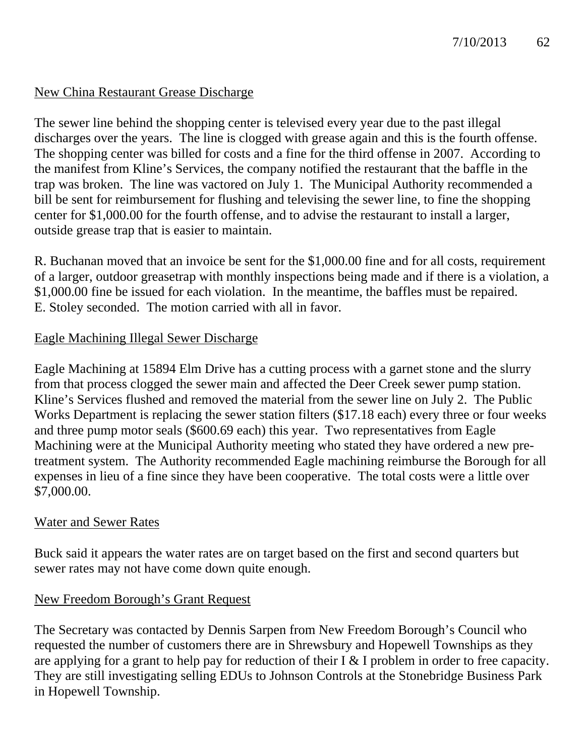New China Restaurant Grease Discharge

The sewer line behind the shopping center is televised every year due to the past illegal discharges over the years. The line is clogged with grease again and this is the fourth offense. The shopping center was billed for costs and a fine for the third offense in 2007. According to the manifest from Kline's Services, the company notified the restaurant that the baffle in the trap was broken. The line was vactored on July 1. The Municipal Authority recommended a bill be sent for reimbursement for flushing and televising the sewer line, to fine the shopping center for $1,000.00 for the fourth offense, and to advise the restaurant to install a larger, outside grease trap that is easier to maintain.

R. Buchanan moved that an invoice be sent for the $1,000.00 fine and for all costs, requirement of a larger, outdoor greasetrap with monthly inspections being made and if there is a violation, a $1,000.00 fine be issued for each violation. In the meantime, the baffles must be repaired. E. Stoley seconded. The motion carried with all in favor.

Eagle Machining Illegal Sewer Discharge

Eagle Machining at 15894 Elm Drive has a cutting process with a garnet stone and the slurry from that process clogged the sewer main and affected the Deer Creek sewer pump station. Kline's Services flushed and removed the material from the sewer line on July 2. The Public Works Department is replacing the sewer station filters ($17.18 each) every three or four weeks and three pump motor seals ($600.69 each) this year. Two representatives from Eagle Machining were at the Municipal Authority meeting who stated they have ordered a new pre-treatment system. The Authority recommended Eagle machining reimburse the Borough for all expenses in lieu of a fine since they have been cooperative. The total costs were a little over $7,000.00.

Water and Sewer Rates

Buck said it appears the water rates are on target based on the first and second quarters but sewer rates may not have come down quite enough.

New Freedom Borough's Grant Request

The Secretary was contacted by Dennis Sarpen from New Freedom Borough's Council who requested the number of customers there are in Shrewsbury and Hopewell Townships as they are applying for a grant to help pay for reduction of their I & I problem in order to free capacity. They are still investigating selling EDUs to Johnson Controls at the Stonebridge Business Park in Hopewell Township.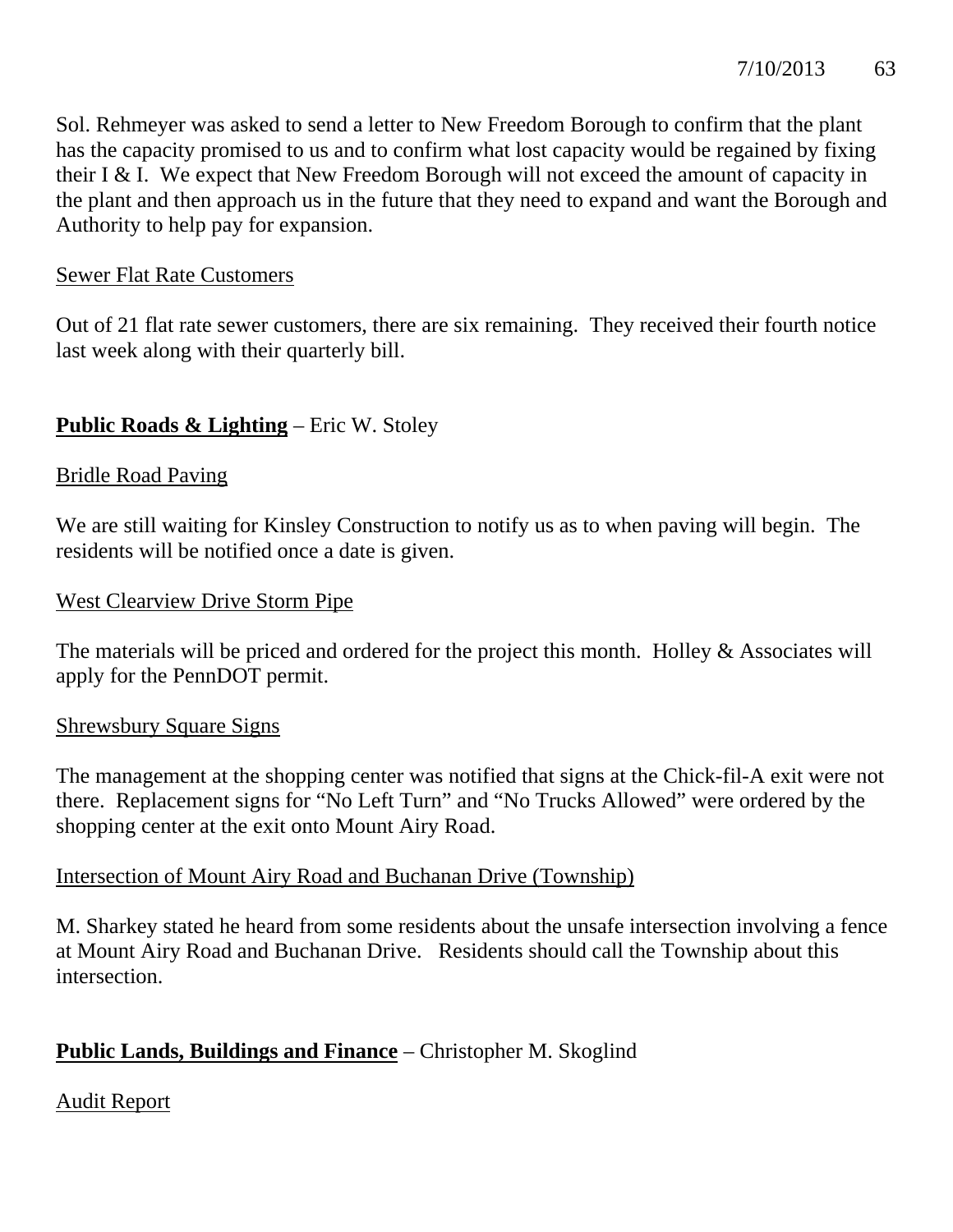Sol. Rehmeyer was asked to send a letter to New Freedom Borough to confirm that the plant has the capacity promised to us and to confirm what lost capacity would be regained by fixing their I & I. We expect that New Freedom Borough will not exceed the amount of capacity in the plant and then approach us in the future that they need to expand and want the Borough and Authority to help pay for expansion.

Sewer Flat Rate Customers

Out of 21 flat rate sewer customers, there are six remaining. They received their fourth notice last week along with their quarterly bill.

**Public Roads & Lighting** – Eric W. Stoley

Bridle Road Paving

We are still waiting for Kinsley Construction to notify us as to when paving will begin. The residents will be notified once a date is given.

West Clearview Drive Storm Pipe

The materials will be priced and ordered for the project this month. Holley & Associates will apply for the PennDOT permit.

Shrewsbury Square Signs

The management at the shopping center was notified that signs at the Chick-fil-A exit were not there. Replacement signs for "No Left Turn" and "No Trucks Allowed" were ordered by the shopping center at the exit onto Mount Airy Road.

Intersection of Mount Airy Road and Buchanan Drive (Township)

M. Sharkey stated he heard from some residents about the unsafe intersection involving a fence at Mount Airy Road and Buchanan Drive. Residents should call the Township about this intersection.

**Public Lands, Buildings and Finance** – Christopher M. Skoglind

Audit Report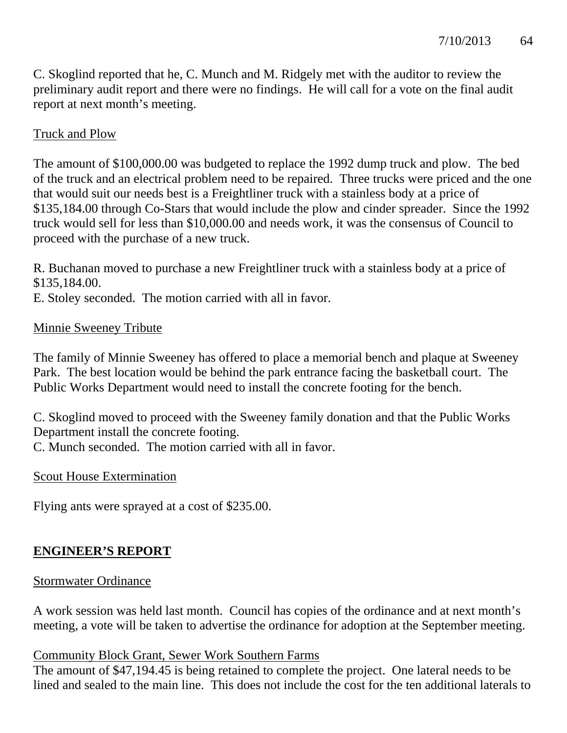C. Skoglind reported that he, C. Munch and M. Ridgely met with the auditor to review the preliminary audit report and there were no findings. He will call for a vote on the final audit report at next month's meeting.

Truck and Plow

The amount of $100,000.00 was budgeted to replace the 1992 dump truck and plow. The bed of the truck and an electrical problem need to be repaired. Three trucks were priced and the one that would suit our needs best is a Freightliner truck with a stainless body at a price of $135,184.00 through Co-Stars that would include the plow and cinder spreader. Since the 1992 truck would sell for less than $10,000.00 and needs work, it was the consensus of Council to proceed with the purchase of a new truck.

R. Buchanan moved to purchase a new Freightliner truck with a stainless body at a price of $135,184.00.
E. Stoley seconded. The motion carried with all in favor.

Minnie Sweeney Tribute

The family of Minnie Sweeney has offered to place a memorial bench and plaque at Sweeney Park. The best location would be behind the park entrance facing the basketball court. The Public Works Department would need to install the concrete footing for the bench.

C. Skoglind moved to proceed with the Sweeney family donation and that the Public Works Department install the concrete footing.
C. Munch seconded. The motion carried with all in favor.

Scout House Extermination

Flying ants were sprayed at a cost of $235.00.

## ENGINEER'S REPORT

Stormwater Ordinance

A work session was held last month. Council has copies of the ordinance and at next month's meeting, a vote will be taken to advertise the ordinance for adoption at the September meeting.

Community Block Grant, Sewer Work Southern Farms

The amount of $47,194.45 is being retained to complete the project. One lateral needs to be lined and sealed to the main line. This does not include the cost for the ten additional laterals to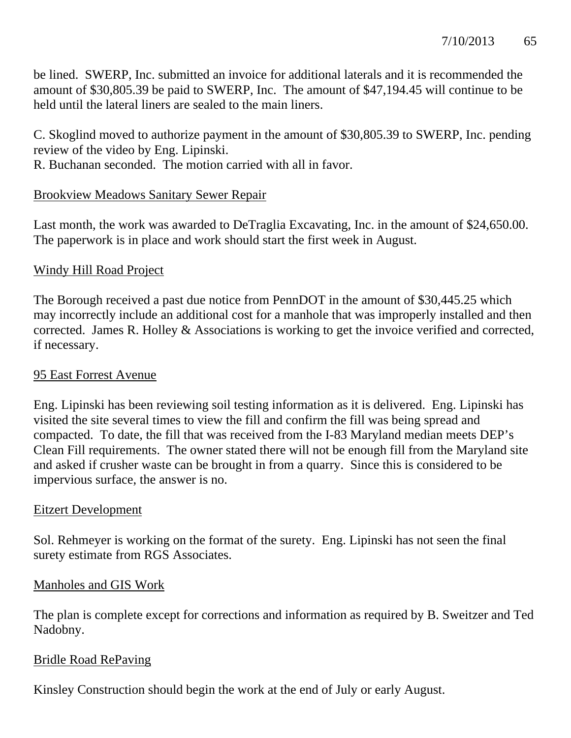be lined. SWERP, Inc. submitted an invoice for additional laterals and it is recommended the amount of $30,805.39 be paid to SWERP, Inc. The amount of $47,194.45 will continue to be held until the lateral liners are sealed to the main liners.

C. Skoglind moved to authorize payment in the amount of $30,805.39 to SWERP, Inc. pending review of the video by Eng. Lipinski.
R. Buchanan seconded. The motion carried with all in favor.

<u>Brookview Meadows Sanitary Sewer Repair</u>

Last month, the work was awarded to DeTraglia Excavating, Inc. in the amount of $24,650.00. The paperwork is in place and work should start the first week in August.

<u>Windy Hill Road Project</u>

The Borough received a past due notice from PennDOT in the amount of $30,445.25 which may incorrectly include an additional cost for a manhole that was improperly installed and then corrected. James R. Holley & Associations is working to get the invoice verified and corrected, if necessary.

<u>95 East Forrest Avenue</u>

Eng. Lipinski has been reviewing soil testing information as it is delivered. Eng. Lipinski has visited the site several times to view the fill and confirm the fill was being spread and compacted. To date, the fill that was received from the I-83 Maryland median meets DEP's Clean Fill requirements. The owner stated there will not be enough fill from the Maryland site and asked if crusher waste can be brought in from a quarry. Since this is considered to be impervious surface, the answer is no.

<u>Eitzert Development</u>

Sol. Rehmeyer is working on the format of the surety. Eng. Lipinski has not seen the final surety estimate from RGS Associates.

<u>Manholes and GIS Work</u>

The plan is complete except for corrections and information as required by B. Sweitzer and Ted Nadobny.

<u>Bridle Road RePaving</u>

Kinsley Construction should begin the work at the end of July or early August.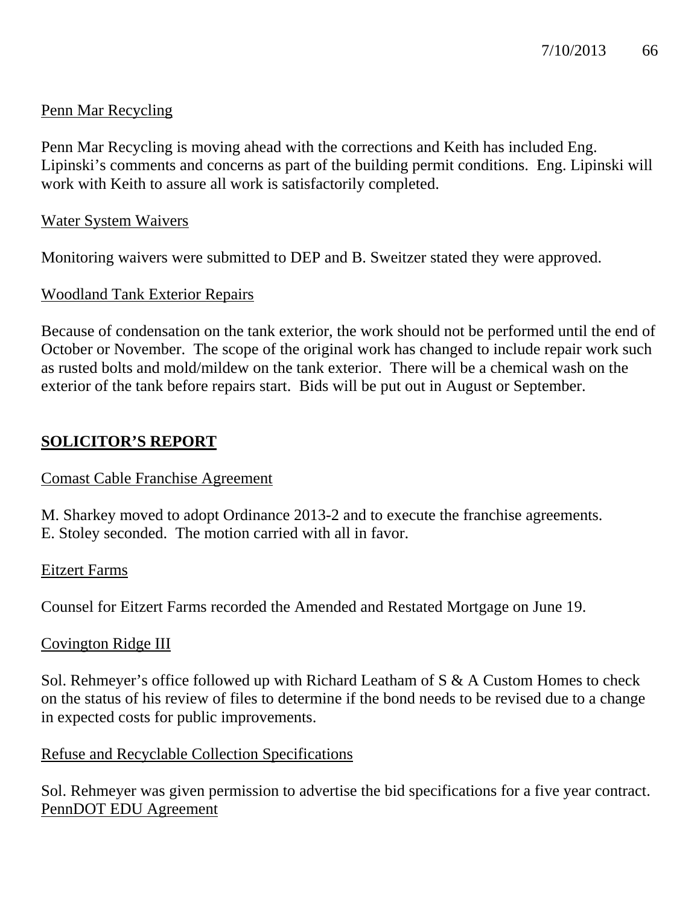Penn Mar Recycling

Penn Mar Recycling is moving ahead with the corrections and Keith has included Eng. Lipinski's comments and concerns as part of the building permit conditions. Eng. Lipinski will work with Keith to assure all work is satisfactorily completed.

Water System Waivers

Monitoring waivers were submitted to DEP and B. Sweitzer stated they were approved.

Woodland Tank Exterior Repairs

Because of condensation on the tank exterior, the work should not be performed until the end of October or November. The scope of the original work has changed to include repair work such as rusted bolts and mold/mildew on the tank exterior. There will be a chemical wash on the exterior of the tank before repairs start. Bids will be put out in August or September.

## SOLICITOR'S REPORT

Comast Cable Franchise Agreement

M. Sharkey moved to adopt Ordinance 2013-2 and to execute the franchise agreements. E. Stoley seconded. The motion carried with all in favor.

Eitzert Farms

Counsel for Eitzert Farms recorded the Amended and Restated Mortgage on June 19.

Covington Ridge III

Sol. Rehmeyer's office followed up with Richard Leatham of S & A Custom Homes to check on the status of his review of files to determine if the bond needs to be revised due to a change in expected costs for public improvements.

Refuse and Recyclable Collection Specifications

Sol. Rehmeyer was given permission to advertise the bid specifications for a five year contract.

PennDOT EDU Agreement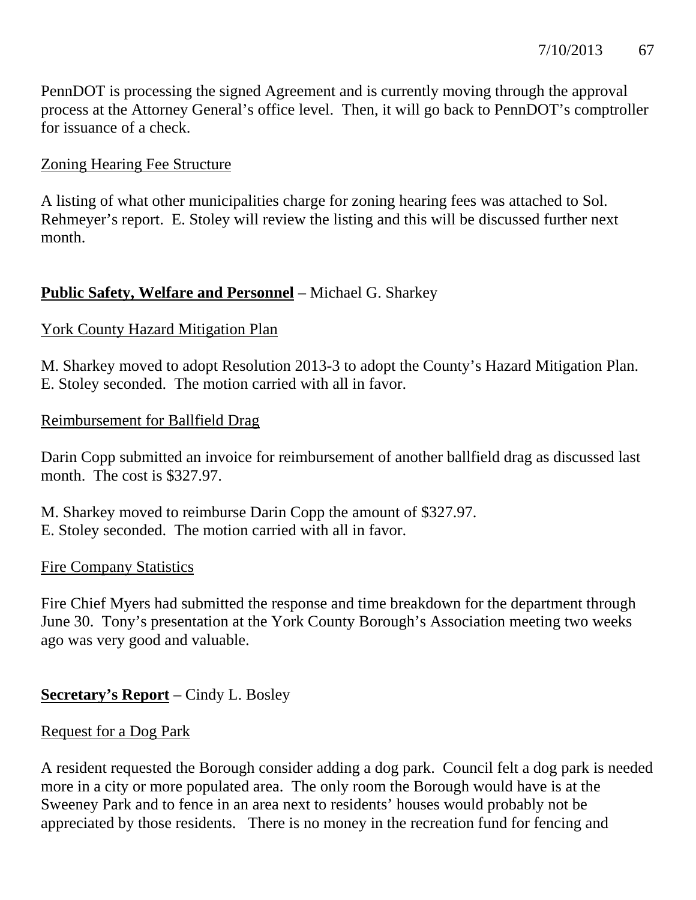PennDOT is processing the signed Agreement and is currently moving through the approval process at the Attorney General's office level. Then, it will go back to PennDOT's comptroller for issuance of a check.

Zoning Hearing Fee Structure

A listing of what other municipalities charge for zoning hearing fees was attached to Sol. Rehmeyer's report. E. Stoley will review the listing and this will be discussed further next month.

**Public Safety, Welfare and Personnel** – Michael G. Sharkey

York County Hazard Mitigation Plan

M. Sharkey moved to adopt Resolution 2013-3 to adopt the County's Hazard Mitigation Plan. E. Stoley seconded. The motion carried with all in favor.

Reimbursement for Ballfield Drag

Darin Copp submitted an invoice for reimbursement of another ballfield drag as discussed last month. The cost is $327.97.

M. Sharkey moved to reimburse Darin Copp the amount of $327.97.
E. Stoley seconded. The motion carried with all in favor.

Fire Company Statistics

Fire Chief Myers had submitted the response and time breakdown for the department through June 30. Tony's presentation at the York County Borough's Association meeting two weeks ago was very good and valuable.

**Secretary's Report** – Cindy L. Bosley

Request for a Dog Park

A resident requested the Borough consider adding a dog park. Council felt a dog park is needed more in a city or more populated area. The only room the Borough would have is at the Sweeney Park and to fence in an area next to residents' houses would probably not be appreciated by those residents. There is no money in the recreation fund for fencing and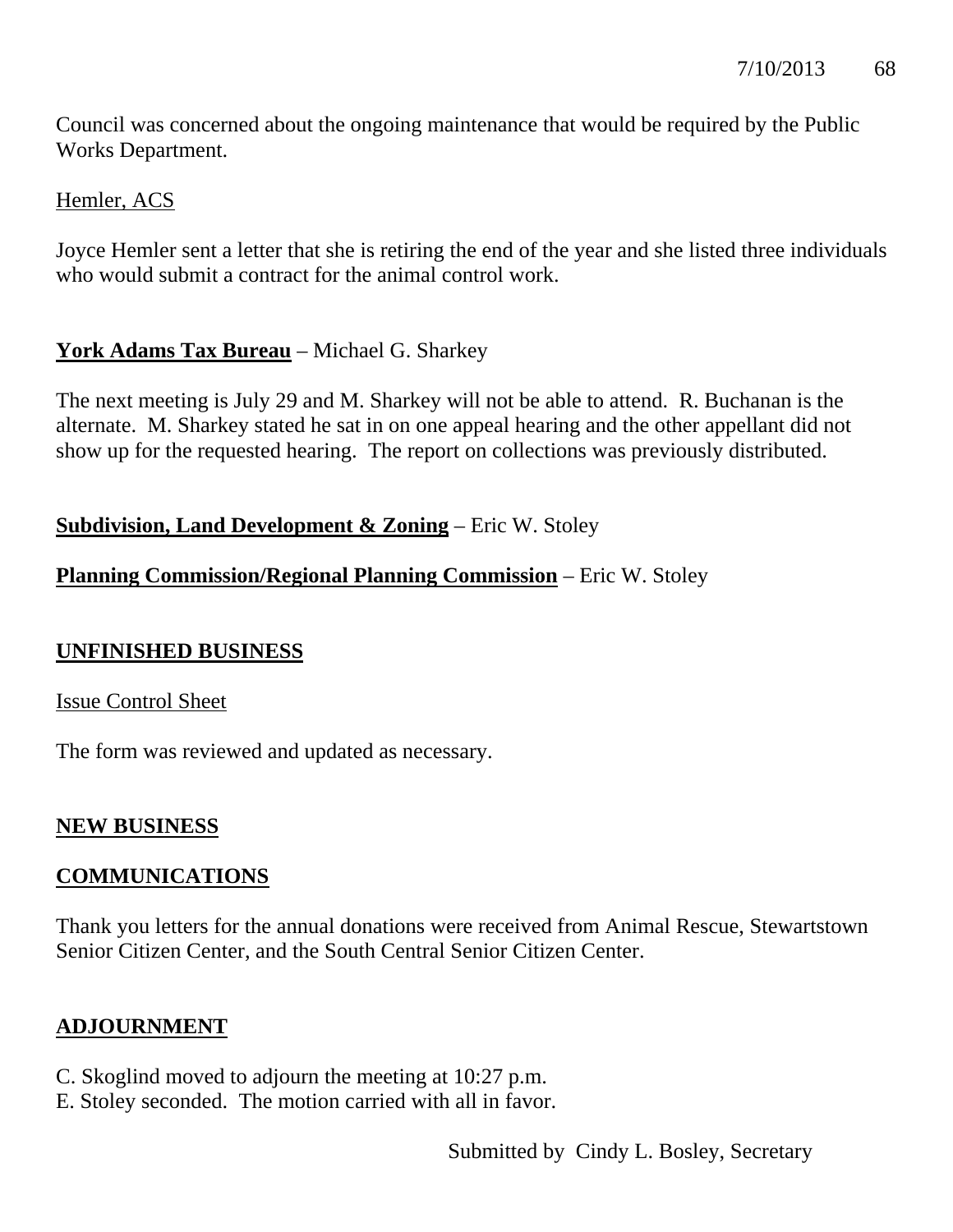Council was concerned about the ongoing maintenance that would be required by the Public Works Department.

Hemler, ACS

Joyce Hemler sent a letter that she is retiring the end of the year and she listed three individuals who would submit a contract for the animal control work.

**York Adams Tax Bureau** – Michael G. Sharkey

The next meeting is July 29 and M. Sharkey will not be able to attend. R. Buchanan is the alternate. M. Sharkey stated he sat in on one appeal hearing and the other appellant did not show up for the requested hearing. The report on collections was previously distributed.

**Subdivision, Land Development & Zoning** – Eric W. Stoley

**Planning Commission/Regional Planning Commission** – Eric W. Stoley

## UNFINISHED BUSINESS

Issue Control Sheet

The form was reviewed and updated as necessary.

## NEW BUSINESS

## COMMUNICATIONS

Thank you letters for the annual donations were received from Animal Rescue, Stewartstown Senior Citizen Center, and the South Central Senior Citizen Center.

## ADJOURNMENT

C. Skoglind moved to adjourn the meeting at 10:27 p.m.
E. Stoley seconded. The motion carried with all in favor.

Submitted by Cindy L. Bosley, Secretary